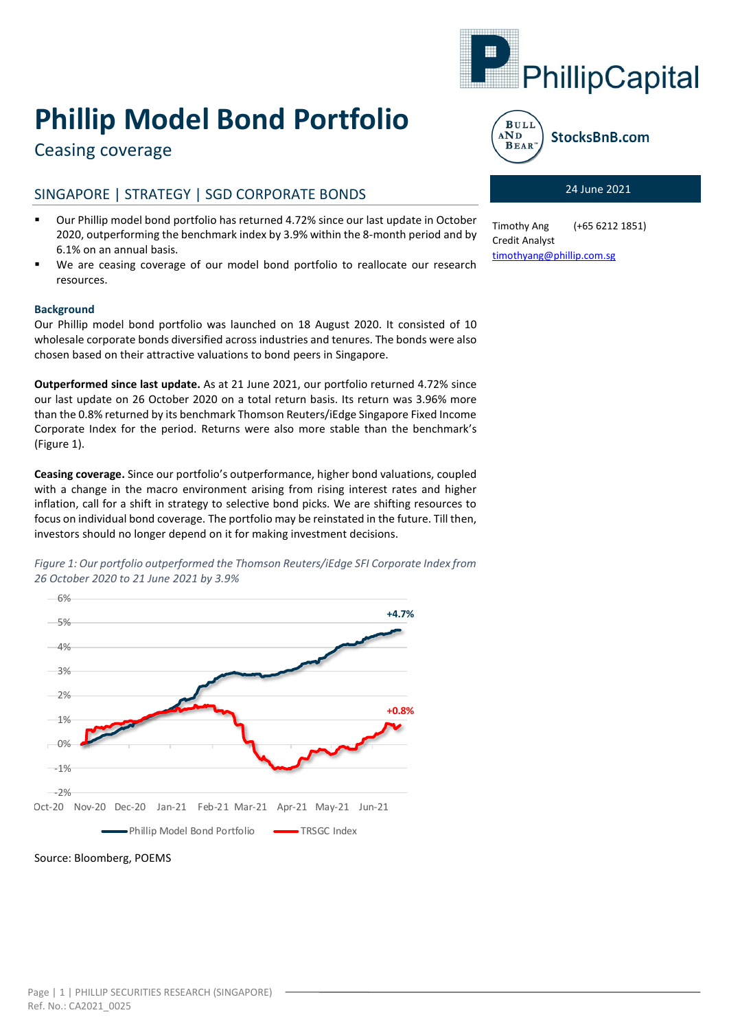PhillipCapital

StocksBnB.com

# Phillip Model Bond Portfolio

Ceasing coverage

## SINGAPORE | STRATEGY | SGD CORPORATE BONDS

24 June 2021

Timothy Ang (+65 6212 1851)
Credit Analyst
timothyang@phillip.com.sg

- Our Phillip model bond portfolio has returned 4.72% since our last update in October 2020, outperforming the benchmark index by 3.9% within the 8-month period and by 6.1% on an annual basis.
- We are ceasing coverage of our model bond portfolio to reallocate our research resources.

### Background

Our Phillip model bond portfolio was launched on 18 August 2020. It consisted of 10 wholesale corporate bonds diversified across industries and tenures. The bonds were also chosen based on their attractive valuations to bond peers in Singapore.

**Outperformed since last update.** As at 21 June 2021, our portfolio returned 4.72% since our last update on 26 October 2020 on a total return basis. Its return was 3.96% more than the 0.8% returned by its benchmark Thomson Reuters/iEdge Singapore Fixed Income Corporate Index for the period. Returns were also more stable than the benchmark's (Figure 1).

**Ceasing coverage.** Since our portfolio's outperformance, higher bond valuations, coupled with a change in the macro environment arising from rising interest rates and higher inflation, call for a shift in strategy to selective bond picks. We are shifting resources to focus on individual bond coverage. The portfolio may be reinstated in the future. Till then, investors should no longer depend on it for making investment decisions.

*Figure 1: Our portfolio outperformed the Thomson Reuters/iEdge SFI Corporate Index from 26 October 2020 to 21 June 2021 by 3.9%*

Source: Bloomberg, POEMS

Ref. No.: CA2021_0025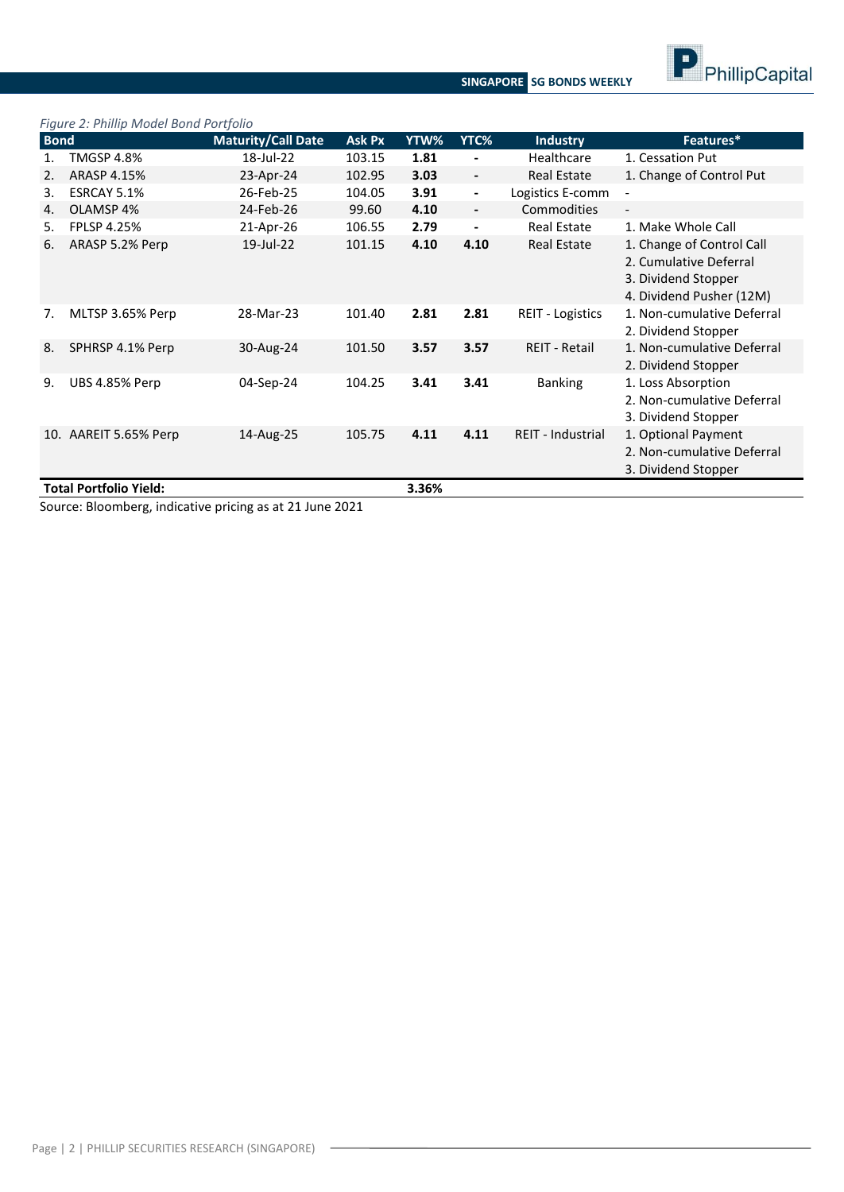*Figure 2: Phillip Model Bond Portfolio*

| Bond | Maturity/Call Date | Ask Px | YTW% | YTC% | Industry | Features* |
|---|---|---|---|---|---|---|
| 1. TMGSP 4.8% | 18-Jul-22 | 103.15 | **1.81** | - | Healthcare | 1. Cessation Put |
| 2. ARASP 4.15% | 23-Apr-24 | 102.95 | **3.03** | - | Real Estate | 1. Change of Control Put |
| 3. ESRCAY 5.1% | 26-Feb-25 | 104.05 | **3.91** | - | Logistics E-comm | - |
| 4. OLAMSP 4% | 24-Feb-26 | 99.60 | **4.10** | - | Commodities | - |
| 5. FPLSP 4.25% | 21-Apr-26 | 106.55 | **2.79** | - | Real Estate | 1. Make Whole Call |
| 6. ARASP 5.2% Perp | 19-Jul-22 | 101.15 | **4.10** | **4.10** | Real Estate | 1. Change of Control Call 2. Cumulative Deferral 3. Dividend Stopper 4. Dividend Pusher (12M) |
| 7. MLTSP 3.65% Perp | 28-Mar-23 | 101.40 | **2.81** | **2.81** | REIT - Logistics | 1. Non-cumulative Deferral 2. Dividend Stopper |
| 8. SPHRSP 4.1% Perp | 30-Aug-24 | 101.50 | **3.57** | **3.57** | REIT - Retail | 1. Non-cumulative Deferral 2. Dividend Stopper |
| 9. UBS 4.85% Perp | 04-Sep-24 | 104.25 | **3.41** | **3.41** | Banking | 1. Loss Absorption 2. Non-cumulative Deferral 3. Dividend Stopper |
| 10. AAREIT 5.65% Perp | 14-Aug-25 | 105.75 | **4.11** | **4.11** | REIT - Industrial | 1. Optional Payment 2. Non-cumulative Deferral 3. Dividend Stopper |
| **Total Portfolio Yield:** | | | **3.36%** | | | |

Source: Bloomberg, indicative pricing as at 21 June 2021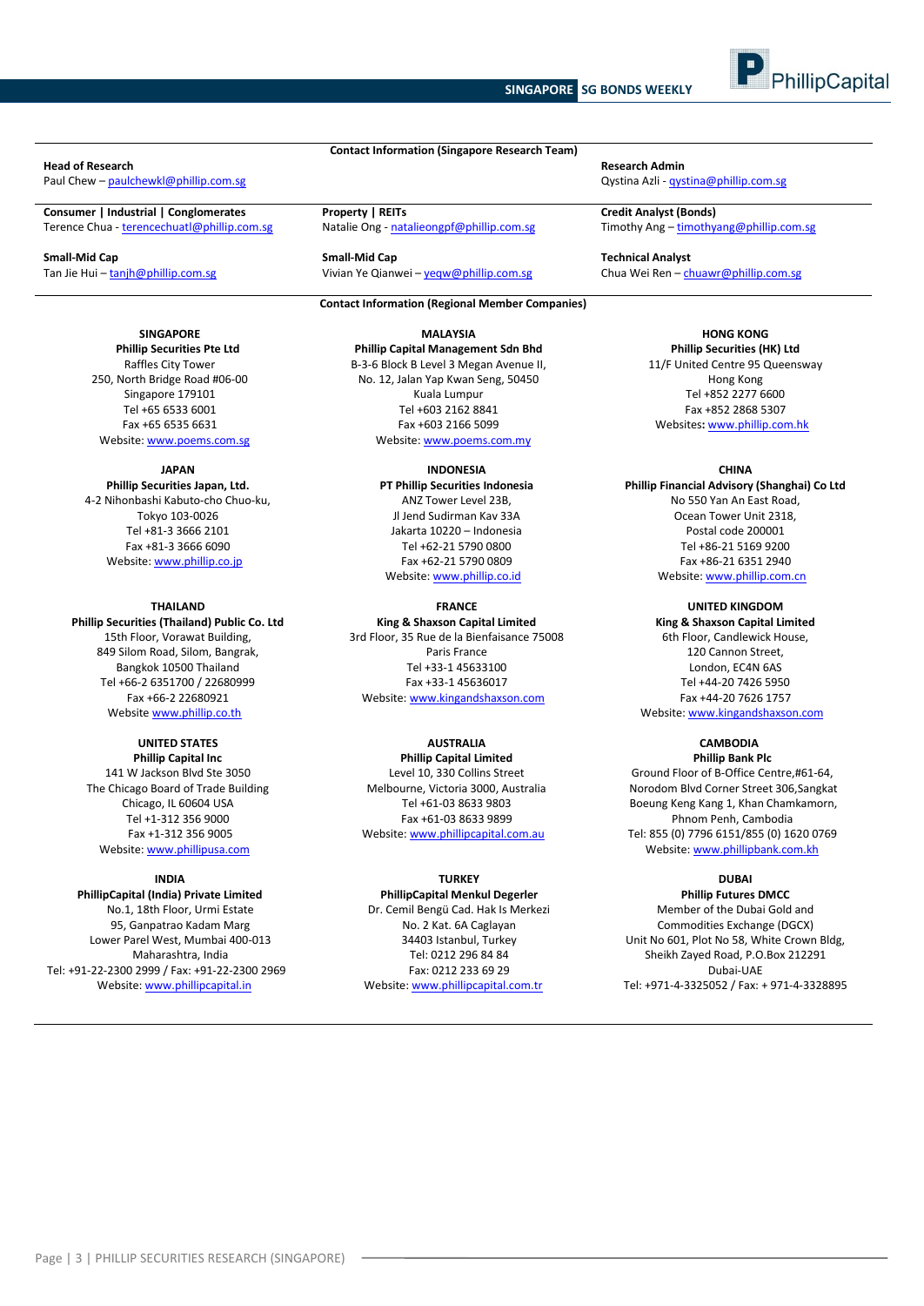## Contact Information (Singapore Research Team)

**Head of Research**
Paul Chew – paulchewkl@phillip.com.sg

**Research Admin**
Qystina Azli - qystina@phillip.com.sg

**Consumer | Industrial | Conglomerates**
Terence Chua - terencechuatl@phillip.com.sg

**Property | REITs**
Natalie Ong - natalieongpf@phillip.com.sg

**Credit Analyst (Bonds)**
Timothy Ang – timothyang@phillip.com.sg

**Small-Mid Cap**
Tan Jie Hui – tanjh@phillip.com.sg

**Small-Mid Cap**
Vivian Ye Qianwei – yeqw@phillip.com.sg

**Technical Analyst**
Chua Wei Ren – chuawr@phillip.com.sg

## Contact Information (Regional Member Companies)

**SINGAPORE**
**Phillip Securities Pte Ltd**
Raffles City Tower
250, North Bridge Road #06-00
Singapore 179101
Tel +65 6533 6001
Fax +65 6535 6631
Website: www.poems.com.sg

**MALAYSIA**
**Phillip Capital Management Sdn Bhd**
B-3-6 Block B Level 3 Megan Avenue II,
No. 12, Jalan Yap Kwan Seng, 50450
Kuala Lumpur
Tel +603 2162 8841
Fax +603 2166 5099
Website: www.poems.com.my

**HONG KONG**
**Phillip Securities (HK) Ltd**
11/F United Centre 95 Queensway
Hong Kong
Tel +852 2277 6600
Fax +852 2868 5307
Websites**:** www.phillip.com.hk

**JAPAN**
**Phillip Securities Japan, Ltd.**
4-2 Nihonbashi Kabuto-cho Chuo-ku,
Tokyo 103-0026
Tel +81-3 3666 2101
Fax +81-3 3666 6090
Website: www.phillip.co.jp

**INDONESIA**
**PT Phillip Securities Indonesia**
ANZ Tower Level 23B,
Jl Jend Sudirman Kav 33A
Jakarta 10220 – Indonesia
Tel +62-21 5790 0800
Fax +62-21 5790 0809
Website: www.phillip.co.id

**CHINA**
**Phillip Financial Advisory (Shanghai) Co Ltd**
No 550 Yan An East Road,
Ocean Tower Unit 2318,
Postal code 200001
Tel +86-21 5169 9200
Fax +86-21 6351 2940
Website: www.phillip.com.cn

**THAILAND**
**Phillip Securities (Thailand) Public Co. Ltd**
15th Floor, Vorawat Building,
849 Silom Road, Silom, Bangrak,
Bangkok 10500 Thailand
Tel +66-2 6351700 / 22680999
Fax +66-2 22680921
Website www.phillip.co.th

**FRANCE**
**King & Shaxson Capital Limited**
3rd Floor, 35 Rue de la Bienfaisance 75008
Paris France
Tel +33-1 45633100
Fax +33-1 45636017
Website: www.kingandshaxson.com

**UNITED KINGDOM**
**King & Shaxson Capital Limited**
6th Floor, Candlewick House,
120 Cannon Street,
London, EC4N 6AS
Tel +44-20 7426 5950
Fax +44-20 7626 1757
Website: www.kingandshaxson.com

**UNITED STATES**
**Phillip Capital Inc**
141 W Jackson Blvd Ste 3050
The Chicago Board of Trade Building
Chicago, IL 60604 USA
Tel +1-312 356 9000
Fax +1-312 356 9005
Website: www.phillipusa.com

**AUSTRALIA**
**Phillip Capital Limited**
Level 10, 330 Collins Street
Melbourne, Victoria 3000, Australia
Tel +61-03 8633 9803
Fax +61-03 8633 9899
Website: www.phillipcapital.com.au

**CAMBODIA**
**Phillip Bank Plc**
Ground Floor of B-Office Centre,#61-64,
Norodom Blvd Corner Street 306,Sangkat
Boeung Keng Kang 1, Khan Chamkamorn,
Phnom Penh, Cambodia
Tel: 855 (0) 7796 6151/855 (0) 1620 0769
Website: www.phillipbank.com.kh

**INDIA**
**PhillipCapital (India) Private Limited**
No.1, 18th Floor, Urmi Estate
95, Ganpatrao Kadam Marg
Lower Parel West, Mumbai 400-013
Maharashtra, India
Tel: +91-22-2300 2999 / Fax: +91-22-2300 2969
Website: www.phillipcapital.in

**TURKEY**
**PhillipCapital Menkul Degerler**
Dr. Cemil Bengü Cad. Hak Is Merkezi
No. 2 Kat. 6A Caglayan
34403 Istanbul, Turkey
Tel: 0212 296 84 84
Fax: 0212 233 69 29
Website: www.phillipcapital.com.tr

**DUBAI**
**Phillip Futures DMCC**
Member of the Dubai Gold and
Commodities Exchange (DGCX)
Unit No 601, Plot No 58, White Crown Bldg,
Sheikh Zayed Road, P.O.Box 212291
Dubai-UAE
Tel: +971-4-3325052 / Fax: + 971-4-3328895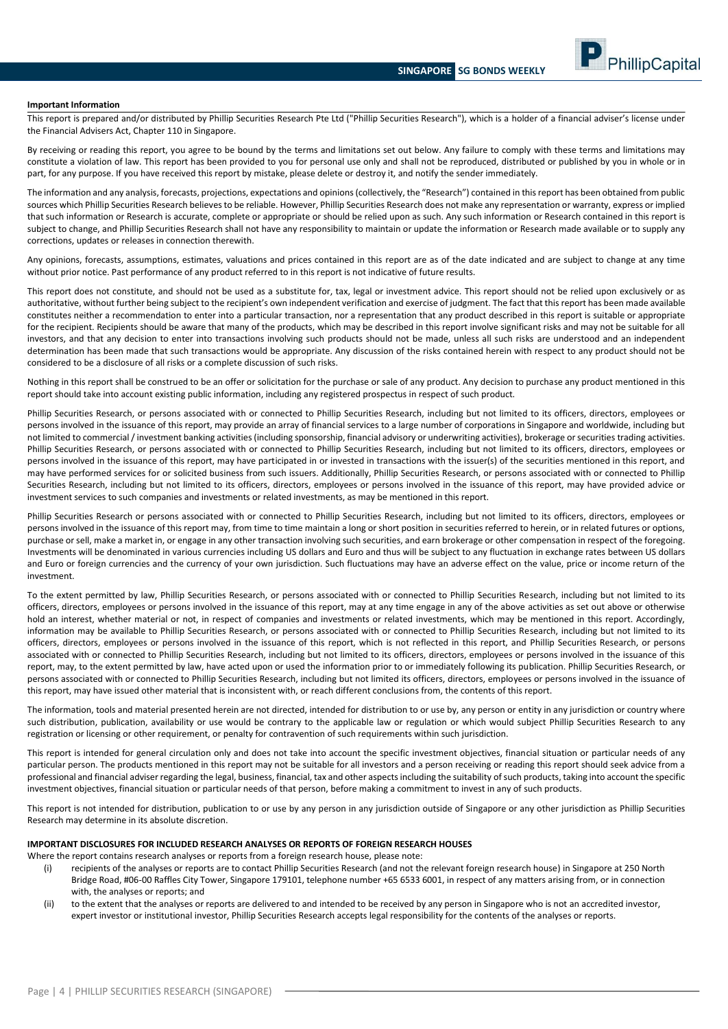**Important Information**

This report is prepared and/or distributed by Phillip Securities Research Pte Ltd ("Phillip Securities Research"), which is a holder of a financial adviser's license under the Financial Advisers Act, Chapter 110 in Singapore.

By receiving or reading this report, you agree to be bound by the terms and limitations set out below. Any failure to comply with these terms and limitations may constitute a violation of law. This report has been provided to you for personal use only and shall not be reproduced, distributed or published by you in whole or in part, for any purpose. If you have received this report by mistake, please delete or destroy it, and notify the sender immediately.

The information and any analysis, forecasts, projections, expectations and opinions (collectively, the "Research") contained in this report has been obtained from public sources which Phillip Securities Research believes to be reliable. However, Phillip Securities Research does not make any representation or warranty, express or implied that such information or Research is accurate, complete or appropriate or should be relied upon as such. Any such information or Research contained in this report is subject to change, and Phillip Securities Research shall not have any responsibility to maintain or update the information or Research made available or to supply any corrections, updates or releases in connection therewith.

Any opinions, forecasts, assumptions, estimates, valuations and prices contained in this report are as of the date indicated and are subject to change at any time without prior notice. Past performance of any product referred to in this report is not indicative of future results.

This report does not constitute, and should not be used as a substitute for, tax, legal or investment advice. This report should not be relied upon exclusively or as authoritative, without further being subject to the recipient's own independent verification and exercise of judgment. The fact that this report has been made available constitutes neither a recommendation to enter into a particular transaction, nor a representation that any product described in this report is suitable or appropriate for the recipient. Recipients should be aware that many of the products, which may be described in this report involve significant risks and may not be suitable for all investors, and that any decision to enter into transactions involving such products should not be made, unless all such risks are understood and an independent determination has been made that such transactions would be appropriate. Any discussion of the risks contained herein with respect to any product should not be considered to be a disclosure of all risks or a complete discussion of such risks.

Nothing in this report shall be construed to be an offer or solicitation for the purchase or sale of any product. Any decision to purchase any product mentioned in this report should take into account existing public information, including any registered prospectus in respect of such product.

Phillip Securities Research, or persons associated with or connected to Phillip Securities Research, including but not limited to its officers, directors, employees or persons involved in the issuance of this report, may provide an array of financial services to a large number of corporations in Singapore and worldwide, including but not limited to commercial / investment banking activities (including sponsorship, financial advisory or underwriting activities), brokerage or securities trading activities. Phillip Securities Research, or persons associated with or connected to Phillip Securities Research, including but not limited to its officers, directors, employees or persons involved in the issuance of this report, may have participated in or invested in transactions with the issuer(s) of the securities mentioned in this report, and may have performed services for or solicited business from such issuers. Additionally, Phillip Securities Research, or persons associated with or connected to Phillip Securities Research, including but not limited to its officers, directors, employees or persons involved in the issuance of this report, may have provided advice or investment services to such companies and investments or related investments, as may be mentioned in this report.

Phillip Securities Research or persons associated with or connected to Phillip Securities Research, including but not limited to its officers, directors, employees or persons involved in the issuance of this report may, from time to time maintain a long or short position in securities referred to herein, or in related futures or options, purchase or sell, make a market in, or engage in any other transaction involving such securities, and earn brokerage or other compensation in respect of the foregoing. Investments will be denominated in various currencies including US dollars and Euro and thus will be subject to any fluctuation in exchange rates between US dollars and Euro or foreign currencies and the currency of your own jurisdiction. Such fluctuations may have an adverse effect on the value, price or income return of the investment.

To the extent permitted by law, Phillip Securities Research, or persons associated with or connected to Phillip Securities Research, including but not limited to its officers, directors, employees or persons involved in the issuance of this report, may at any time engage in any of the above activities as set out above or otherwise hold an interest, whether material or not, in respect of companies and investments or related investments, which may be mentioned in this report. Accordingly, information may be available to Phillip Securities Research, or persons associated with or connected to Phillip Securities Research, including but not limited to its officers, directors, employees or persons involved in the issuance of this report, which is not reflected in this report, and Phillip Securities Research, or persons associated with or connected to Phillip Securities Research, including but not limited to its officers, directors, employees or persons involved in the issuance of this report, may, to the extent permitted by law, have acted upon or used the information prior to or immediately following its publication. Phillip Securities Research, or persons associated with or connected to Phillip Securities Research, including but not limited its officers, directors, employees or persons involved in the issuance of this report, may have issued other material that is inconsistent with, or reach different conclusions from, the contents of this report.

The information, tools and material presented herein are not directed, intended for distribution to or use by, any person or entity in any jurisdiction or country where such distribution, publication, availability or use would be contrary to the applicable law or regulation or which would subject Phillip Securities Research to any registration or licensing or other requirement, or penalty for contravention of such requirements within such jurisdiction.

This report is intended for general circulation only and does not take into account the specific investment objectives, financial situation or particular needs of any particular person. The products mentioned in this report may not be suitable for all investors and a person receiving or reading this report should seek advice from a professional and financial adviser regarding the legal, business, financial, tax and other aspects including the suitability of such products, taking into account the specific investment objectives, financial situation or particular needs of that person, before making a commitment to invest in any of such products.

This report is not intended for distribution, publication to or use by any person in any jurisdiction outside of Singapore or any other jurisdiction as Phillip Securities Research may determine in its absolute discretion.

**IMPORTANT DISCLOSURES FOR INCLUDED RESEARCH ANALYSES OR REPORTS OF FOREIGN RESEARCH HOUSES**

Where the report contains research analyses or reports from a foreign research house, please note:

(i) recipients of the analyses or reports are to contact Phillip Securities Research (and not the relevant foreign research house) in Singapore at 250 North Bridge Road, #06-00 Raffles City Tower, Singapore 179101, telephone number +65 6533 6001, in respect of any matters arising from, or in connection with, the analyses or reports; and

(ii) to the extent that the analyses or reports are delivered to and intended to be received by any person in Singapore who is not an accredited investor, expert investor or institutional investor, Phillip Securities Research accepts legal responsibility for the contents of the analyses or reports.